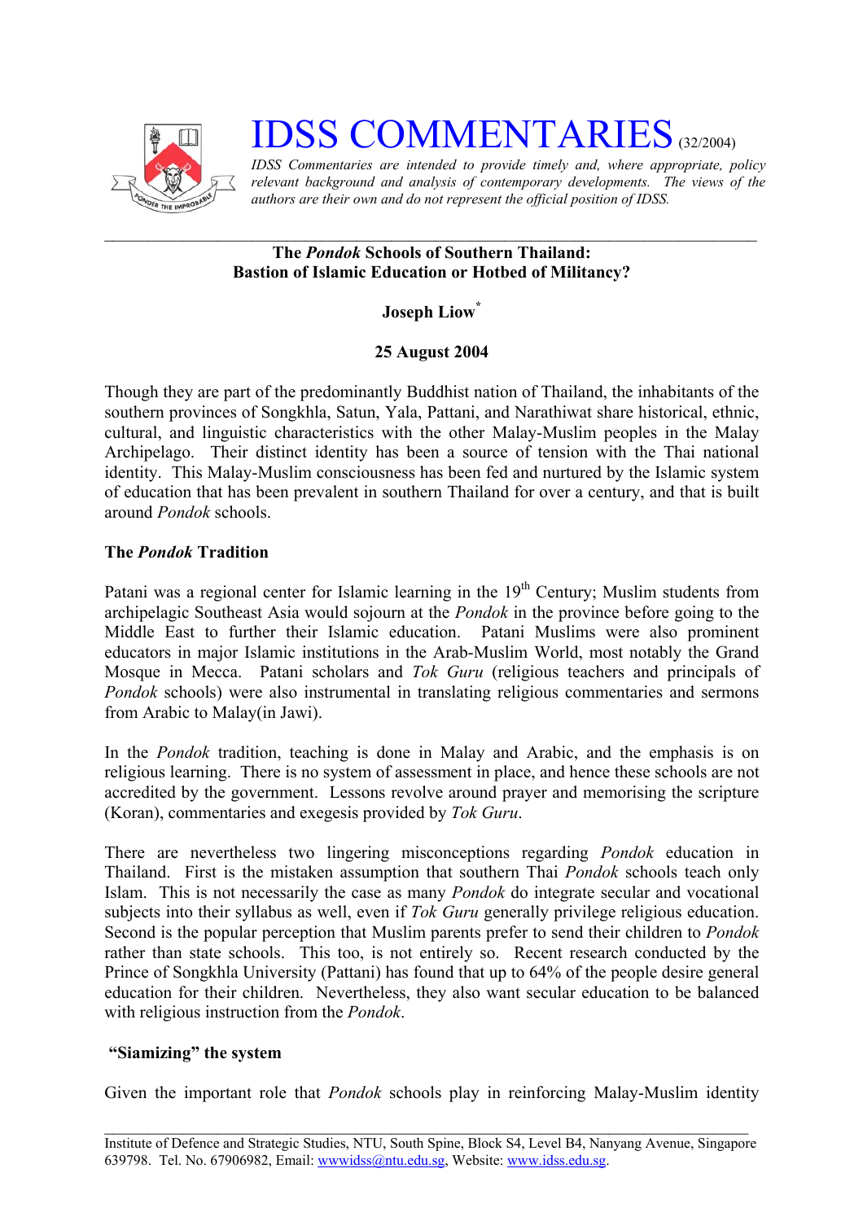# IDSS COMMENTARIES (32/2004)

*IDSS Commentaries are intended to provide timely and, where appropriate, policy relevant background and analysis of contemporary developments. The views of the authors are their own and do not represent the official position of IDSS.*

---

**The *Pondok* Schools of Southern Thailand:**
**Bastion of Islamic Education or Hotbed of Militancy?**

**Joseph Liow***

**25 August 2004**

Though they are part of the predominantly Buddhist nation of Thailand, the inhabitants of the southern provinces of Songkhla, Satun, Yala, Pattani, and Narathiwat share historical, ethnic, cultural, and linguistic characteristics with the other Malay-Muslim peoples in the Malay Archipelago. Their distinct identity has been a source of tension with the Thai national identity. This Malay-Muslim consciousness has been fed and nurtured by the Islamic system of education that has been prevalent in southern Thailand for over a century, and that is built around *Pondok* schools.

**The *Pondok* Tradition**

Patani was a regional center for Islamic learning in the 19th Century; Muslim students from archipelagic Southeast Asia would sojourn at the *Pondok* in the province before going to the Middle East to further their Islamic education. Patani Muslims were also prominent educators in major Islamic institutions in the Arab-Muslim World, most notably the Grand Mosque in Mecca. Patani scholars and *Tok Guru* (religious teachers and principals of *Pondok* schools) were also instrumental in translating religious commentaries and sermons from Arabic to Malay(in Jawi).

In the *Pondok* tradition, teaching is done in Malay and Arabic, and the emphasis is on religious learning. There is no system of assessment in place, and hence these schools are not accredited by the government. Lessons revolve around prayer and memorising the scripture (Koran), commentaries and exegesis provided by *Tok Guru*.

There are nevertheless two lingering misconceptions regarding *Pondok* education in Thailand. First is the mistaken assumption that southern Thai *Pondok* schools teach only Islam. This is not necessarily the case as many *Pondok* do integrate secular and vocational subjects into their syllabus as well, even if *Tok Guru* generally privilege religious education. Second is the popular perception that Muslim parents prefer to send their children to *Pondok* rather than state schools. This too, is not entirely so. Recent research conducted by the Prince of Songkhla University (Pattani) has found that up to 64% of the people desire general education for their children. Nevertheless, they also want secular education to be balanced with religious instruction from the *Pondok*.

**"Siamizing" the system**

Given the important role that *Pondok* schools play in reinforcing Malay-Muslim identity

---

Institute of Defence and Strategic Studies, NTU, South Spine, Block S4, Level B4, Nanyang Avenue, Singapore 639798. Tel. No. 67906982, Email: wwwidss@ntu.edu.sg, Website: www.idss.edu.sg.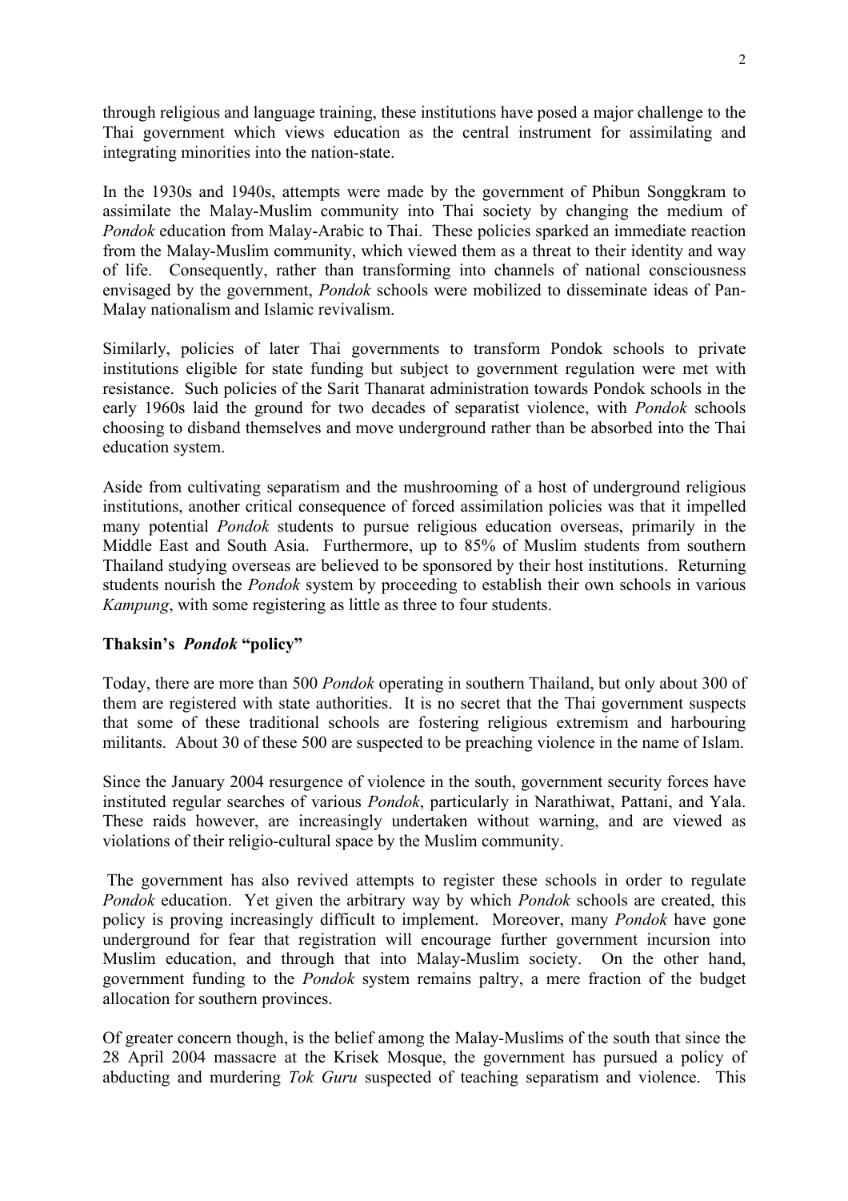through religious and language training, these institutions have posed a major challenge to the Thai government which views education as the central instrument for assimilating and integrating minorities into the nation-state.

In the 1930s and 1940s, attempts were made by the government of Phibun Songgkram to assimilate the Malay-Muslim community into Thai society by changing the medium of *Pondok* education from Malay-Arabic to Thai. These policies sparked an immediate reaction from the Malay-Muslim community, which viewed them as a threat to their identity and way of life. Consequently, rather than transforming into channels of national consciousness envisaged by the government, *Pondok* schools were mobilized to disseminate ideas of Pan-Malay nationalism and Islamic revivalism.

Similarly, policies of later Thai governments to transform Pondok schools to private institutions eligible for state funding but subject to government regulation were met with resistance. Such policies of the Sarit Thanarat administration towards Pondok schools in the early 1960s laid the ground for two decades of separatist violence, with *Pondok* schools choosing to disband themselves and move underground rather than be absorbed into the Thai education system.

Aside from cultivating separatism and the mushrooming of a host of underground religious institutions, another critical consequence of forced assimilation policies was that it impelled many potential *Pondok* students to pursue religious education overseas, primarily in the Middle East and South Asia. Furthermore, up to 85% of Muslim students from southern Thailand studying overseas are believed to be sponsored by their host institutions. Returning students nourish the *Pondok* system by proceeding to establish their own schools in various *Kampung*, with some registering as little as three to four students.

**Thaksin's *Pondok* "policy"**

Today, there are more than 500 *Pondok* operating in southern Thailand, but only about 300 of them are registered with state authorities. It is no secret that the Thai government suspects that some of these traditional schools are fostering religious extremism and harbouring militants. About 30 of these 500 are suspected to be preaching violence in the name of Islam.

Since the January 2004 resurgence of violence in the south, government security forces have instituted regular searches of various *Pondok*, particularly in Narathiwat, Pattani, and Yala. These raids however, are increasingly undertaken without warning, and are viewed as violations of their religio-cultural space by the Muslim community.

The government has also revived attempts to register these schools in order to regulate *Pondok* education. Yet given the arbitrary way by which *Pondok* schools are created, this policy is proving increasingly difficult to implement. Moreover, many *Pondok* have gone underground for fear that registration will encourage further government incursion into Muslim education, and through that into Malay-Muslim society. On the other hand, government funding to the *Pondok* system remains paltry, a mere fraction of the budget allocation for southern provinces.

Of greater concern though, is the belief among the Malay-Muslims of the south that since the 28 April 2004 massacre at the Krisek Mosque, the government has pursued a policy of abducting and murdering *Tok Guru* suspected of teaching separatism and violence. This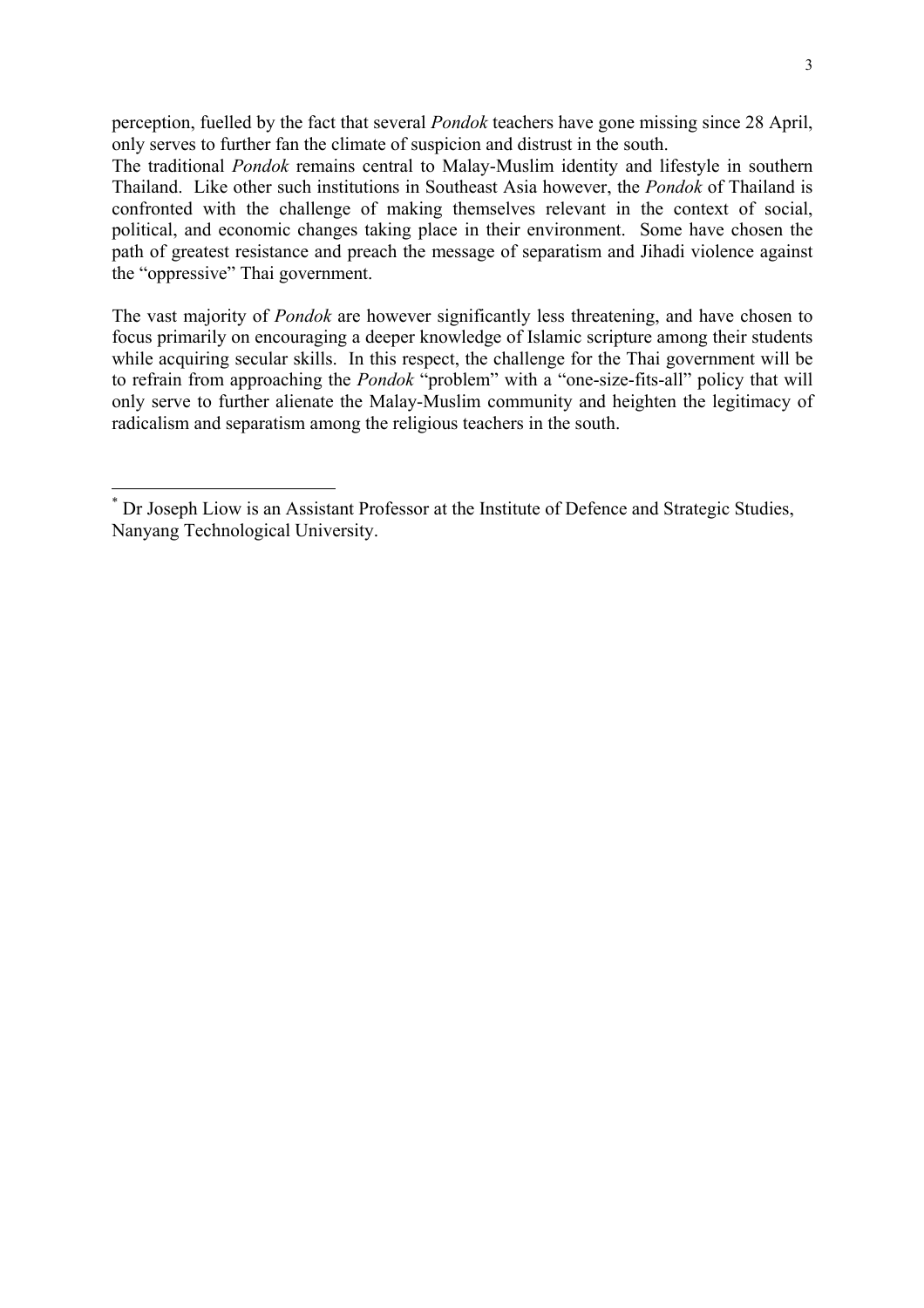perception, fuelled by the fact that several *Pondok* teachers have gone missing since 28 April, only serves to further fan the climate of suspicion and distrust in the south.

The traditional *Pondok* remains central to Malay-Muslim identity and lifestyle in southern Thailand. Like other such institutions in Southeast Asia however, the *Pondok* of Thailand is confronted with the challenge of making themselves relevant in the context of social, political, and economic changes taking place in their environment. Some have chosen the path of greatest resistance and preach the message of separatism and Jihadi violence against the "oppressive" Thai government.

The vast majority of *Pondok* are however significantly less threatening, and have chosen to focus primarily on encouraging a deeper knowledge of Islamic scripture among their students while acquiring secular skills. In this respect, the challenge for the Thai government will be to refrain from approaching the *Pondok* "problem" with a "one-size-fits-all" policy that will only serve to further alienate the Malay-Muslim community and heighten the legitimacy of radicalism and separatism among the religious teachers in the south.

---

[*] Dr Joseph Liow is an Assistant Professor at the Institute of Defence and Strategic Studies, Nanyang Technological University.